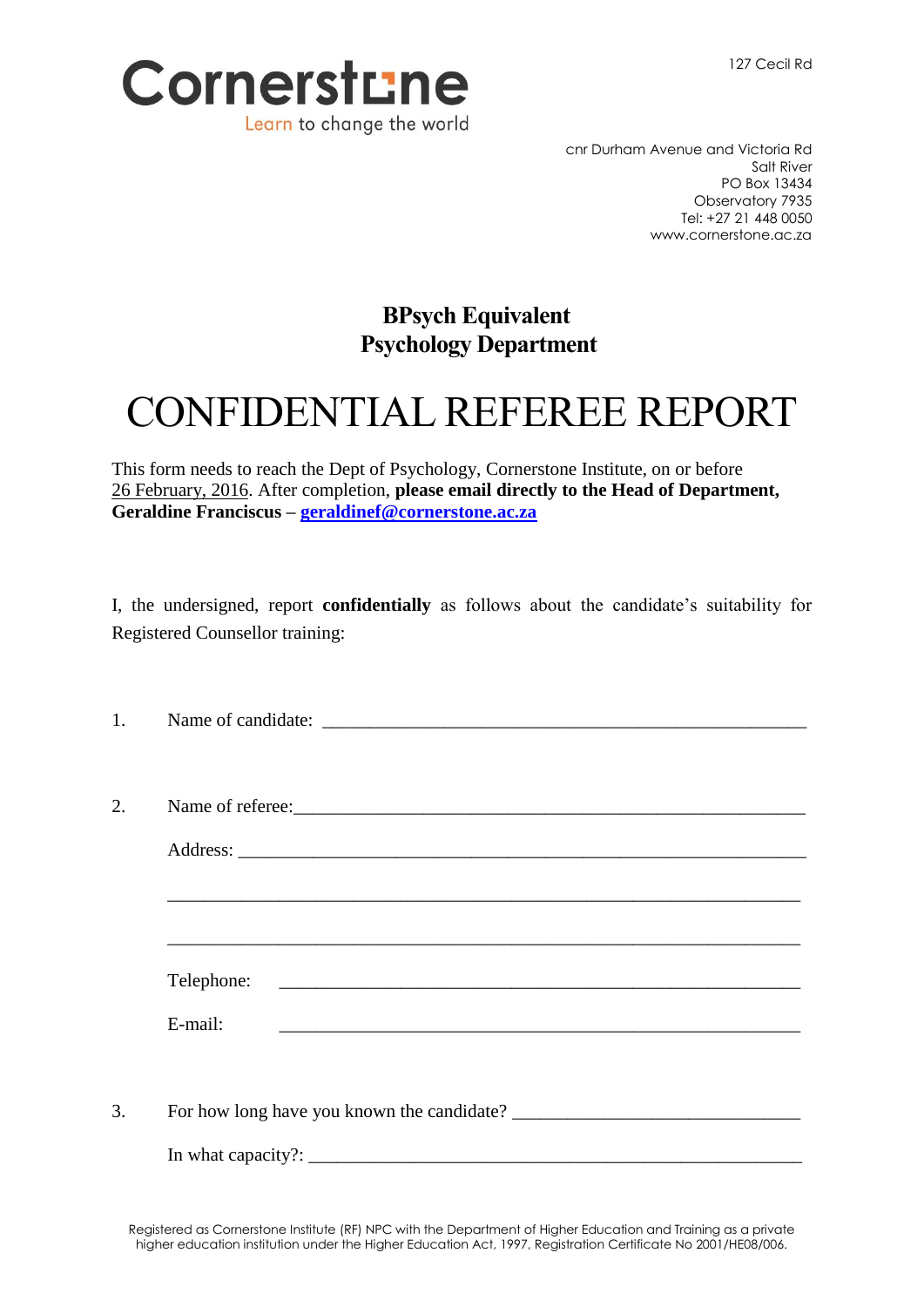Cornerstone

Learn to change the world

127 Cecil Rd

cnr Durham Avenue and Victoria Rd
Salt River
PO Box 13434
Observatory 7935
Tel: +27 21 448 0050
www.cornerstone.ac.za

## BPsych Equivalent
## Psychology Department

# CONFIDENTIAL REFEREE REPORT

This form needs to reach the Dept of Psychology, Cornerstone Institute, on or before 26 February, 2016. After completion, **please email directly to the Head of Department, Geraldine Franciscus – geraldinef@cornerstone.ac.za**

I, the undersigned, report **confidentially** as follows about the candidate's suitability for Registered Counsellor training:

1. Name of candidate: ______________________________________________________

2. Name of referee:_________________________________________________________

   Address: _______________________________________________________________

   _______________________________________________________________________

   _______________________________________________________________________

   Telephone: _______________________________________________________

   E-mail: _________________________________________________________

3. For how long have you known the candidate? ______________________________

   In what capacity?: _____________________________________________________

Registered as Cornerstone Institute (RF) NPC with the Department of Higher Education and Training as a private higher education institution under the Higher Education Act, 1997, Registration Certificate No 2001/HE08/006.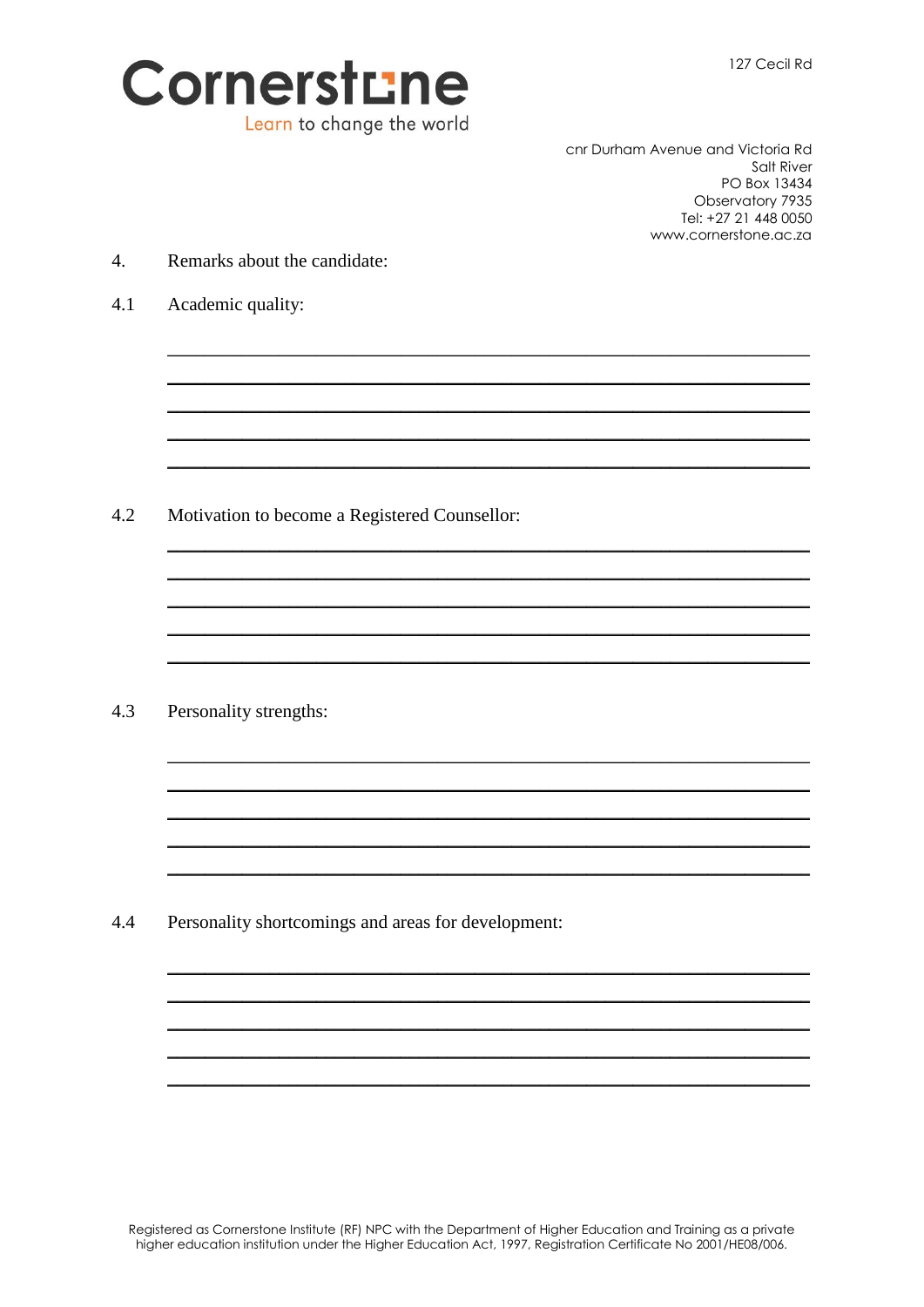Cornerstone
Learn to change the world

127 Cecil Rd
cnr Durham Avenue and Victoria Rd
Salt River
PO Box 13434
Observatory 7935
Tel: +27 21 448 0050
www.cornerstone.ac.za

4. Remarks about the candidate:

4.1 Academic quality:

\_\_\_\_\_\_\_\_\_\_\_\_\_\_\_\_\_\_\_\_\_\_\_\_\_\_\_\_\_\_\_\_\_\_\_\_\_\_\_\_\_\_\_\_\_\_\_\_\_\_\_\_\_\_\_\_\_\_\_\_

\_\_\_\_\_\_\_\_\_\_\_\_\_\_\_\_\_\_\_\_\_\_\_\_\_\_\_\_\_\_\_\_\_\_\_\_\_\_\_\_\_\_\_\_\_\_\_\_\_\_\_\_\_\_\_\_\_\_\_\_

\_\_\_\_\_\_\_\_\_\_\_\_\_\_\_\_\_\_\_\_\_\_\_\_\_\_\_\_\_\_\_\_\_\_\_\_\_\_\_\_\_\_\_\_\_\_\_\_\_\_\_\_\_\_\_\_\_\_\_\_

\_\_\_\_\_\_\_\_\_\_\_\_\_\_\_\_\_\_\_\_\_\_\_\_\_\_\_\_\_\_\_\_\_\_\_\_\_\_\_\_\_\_\_\_\_\_\_\_\_\_\_\_\_\_\_\_\_\_\_\_

\_\_\_\_\_\_\_\_\_\_\_\_\_\_\_\_\_\_\_\_\_\_\_\_\_\_\_\_\_\_\_\_\_\_\_\_\_\_\_\_\_\_\_\_\_\_\_\_\_\_\_\_\_\_\_\_\_\_\_\_

4.2 Motivation to become a Registered Counsellor:

\_\_\_\_\_\_\_\_\_\_\_\_\_\_\_\_\_\_\_\_\_\_\_\_\_\_\_\_\_\_\_\_\_\_\_\_\_\_\_\_\_\_\_\_\_\_\_\_\_\_\_\_\_\_\_\_\_\_\_\_

\_\_\_\_\_\_\_\_\_\_\_\_\_\_\_\_\_\_\_\_\_\_\_\_\_\_\_\_\_\_\_\_\_\_\_\_\_\_\_\_\_\_\_\_\_\_\_\_\_\_\_\_\_\_\_\_\_\_\_\_

\_\_\_\_\_\_\_\_\_\_\_\_\_\_\_\_\_\_\_\_\_\_\_\_\_\_\_\_\_\_\_\_\_\_\_\_\_\_\_\_\_\_\_\_\_\_\_\_\_\_\_\_\_\_\_\_\_\_\_\_

\_\_\_\_\_\_\_\_\_\_\_\_\_\_\_\_\_\_\_\_\_\_\_\_\_\_\_\_\_\_\_\_\_\_\_\_\_\_\_\_\_\_\_\_\_\_\_\_\_\_\_\_\_\_\_\_\_\_\_\_

\_\_\_\_\_\_\_\_\_\_\_\_\_\_\_\_\_\_\_\_\_\_\_\_\_\_\_\_\_\_\_\_\_\_\_\_\_\_\_\_\_\_\_\_\_\_\_\_\_\_\_\_\_\_\_\_\_\_\_\_

4.3 Personality strengths:

\_\_\_\_\_\_\_\_\_\_\_\_\_\_\_\_\_\_\_\_\_\_\_\_\_\_\_\_\_\_\_\_\_\_\_\_\_\_\_\_\_\_\_\_\_\_\_\_\_\_\_\_\_\_\_\_\_\_\_\_

\_\_\_\_\_\_\_\_\_\_\_\_\_\_\_\_\_\_\_\_\_\_\_\_\_\_\_\_\_\_\_\_\_\_\_\_\_\_\_\_\_\_\_\_\_\_\_\_\_\_\_\_\_\_\_\_\_\_\_\_

\_\_\_\_\_\_\_\_\_\_\_\_\_\_\_\_\_\_\_\_\_\_\_\_\_\_\_\_\_\_\_\_\_\_\_\_\_\_\_\_\_\_\_\_\_\_\_\_\_\_\_\_\_\_\_\_\_\_\_\_

\_\_\_\_\_\_\_\_\_\_\_\_\_\_\_\_\_\_\_\_\_\_\_\_\_\_\_\_\_\_\_\_\_\_\_\_\_\_\_\_\_\_\_\_\_\_\_\_\_\_\_\_\_\_\_\_\_\_\_\_

\_\_\_\_\_\_\_\_\_\_\_\_\_\_\_\_\_\_\_\_\_\_\_\_\_\_\_\_\_\_\_\_\_\_\_\_\_\_\_\_\_\_\_\_\_\_\_\_\_\_\_\_\_\_\_\_\_\_\_\_

4.4 Personality shortcomings and areas for development:

\_\_\_\_\_\_\_\_\_\_\_\_\_\_\_\_\_\_\_\_\_\_\_\_\_\_\_\_\_\_\_\_\_\_\_\_\_\_\_\_\_\_\_\_\_\_\_\_\_\_\_\_\_\_\_\_\_\_\_\_

\_\_\_\_\_\_\_\_\_\_\_\_\_\_\_\_\_\_\_\_\_\_\_\_\_\_\_\_\_\_\_\_\_\_\_\_\_\_\_\_\_\_\_\_\_\_\_\_\_\_\_\_\_\_\_\_\_\_\_\_

\_\_\_\_\_\_\_\_\_\_\_\_\_\_\_\_\_\_\_\_\_\_\_\_\_\_\_\_\_\_\_\_\_\_\_\_\_\_\_\_\_\_\_\_\_\_\_\_\_\_\_\_\_\_\_\_\_\_\_\_

\_\_\_\_\_\_\_\_\_\_\_\_\_\_\_\_\_\_\_\_\_\_\_\_\_\_\_\_\_\_\_\_\_\_\_\_\_\_\_\_\_\_\_\_\_\_\_\_\_\_\_\_\_\_\_\_\_\_\_\_

\_\_\_\_\_\_\_\_\_\_\_\_\_\_\_\_\_\_\_\_\_\_\_\_\_\_\_\_\_\_\_\_\_\_\_\_\_\_\_\_\_\_\_\_\_\_\_\_\_\_\_\_\_\_\_\_\_\_\_\_

Registered as Cornerstone Institute (RF) NPC with the Department of Higher Education and Training as a private higher education institution under the Higher Education Act, 1997, Registration Certificate No 2001/HE08/006.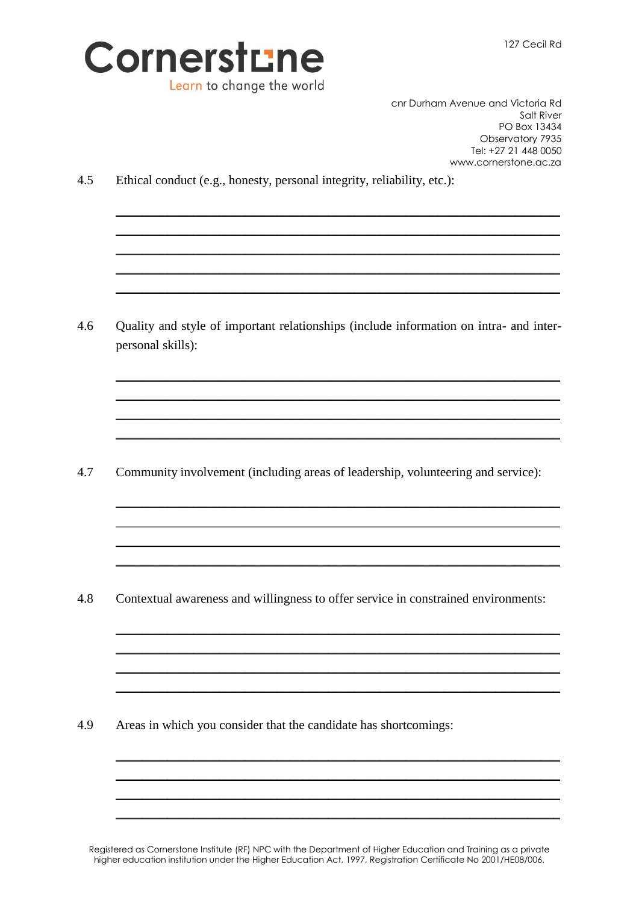4.5 Ethical conduct (e.g., honesty, personal integrity, reliability, etc.):

\_\_\_\_\_\_\_\_\_\_\_\_\_\_\_\_\_\_\_\_\_\_\_\_\_\_\_\_\_\_\_\_\_\_\_\_\_\_\_\_\_\_\_\_\_\_\_\_\_\_\_\_\_\_\_\_\_\_\_\_\_\_

\_\_\_\_\_\_\_\_\_\_\_\_\_\_\_\_\_\_\_\_\_\_\_\_\_\_\_\_\_\_\_\_\_\_\_\_\_\_\_\_\_\_\_\_\_\_\_\_\_\_\_\_\_\_\_\_\_\_\_\_\_\_

\_\_\_\_\_\_\_\_\_\_\_\_\_\_\_\_\_\_\_\_\_\_\_\_\_\_\_\_\_\_\_\_\_\_\_\_\_\_\_\_\_\_\_\_\_\_\_\_\_\_\_\_\_\_\_\_\_\_\_\_\_\_

\_\_\_\_\_\_\_\_\_\_\_\_\_\_\_\_\_\_\_\_\_\_\_\_\_\_\_\_\_\_\_\_\_\_\_\_\_\_\_\_\_\_\_\_\_\_\_\_\_\_\_\_\_\_\_\_\_\_\_\_\_\_

\_\_\_\_\_\_\_\_\_\_\_\_\_\_\_\_\_\_\_\_\_\_\_\_\_\_\_\_\_\_\_\_\_\_\_\_\_\_\_\_\_\_\_\_\_\_\_\_\_\_\_\_\_\_\_\_\_\_\_\_\_\_

4.6 Quality and style of important relationships (include information on intra- and inter-personal skills):

\_\_\_\_\_\_\_\_\_\_\_\_\_\_\_\_\_\_\_\_\_\_\_\_\_\_\_\_\_\_\_\_\_\_\_\_\_\_\_\_\_\_\_\_\_\_\_\_\_\_\_\_\_\_\_\_\_\_\_\_\_\_

\_\_\_\_\_\_\_\_\_\_\_\_\_\_\_\_\_\_\_\_\_\_\_\_\_\_\_\_\_\_\_\_\_\_\_\_\_\_\_\_\_\_\_\_\_\_\_\_\_\_\_\_\_\_\_\_\_\_\_\_\_\_

\_\_\_\_\_\_\_\_\_\_\_\_\_\_\_\_\_\_\_\_\_\_\_\_\_\_\_\_\_\_\_\_\_\_\_\_\_\_\_\_\_\_\_\_\_\_\_\_\_\_\_\_\_\_\_\_\_\_\_\_\_\_

\_\_\_\_\_\_\_\_\_\_\_\_\_\_\_\_\_\_\_\_\_\_\_\_\_\_\_\_\_\_\_\_\_\_\_\_\_\_\_\_\_\_\_\_\_\_\_\_\_\_\_\_\_\_\_\_\_\_\_\_\_\_

4.7 Community involvement (including areas of leadership, volunteering and service):

\_\_\_\_\_\_\_\_\_\_\_\_\_\_\_\_\_\_\_\_\_\_\_\_\_\_\_\_\_\_\_\_\_\_\_\_\_\_\_\_\_\_\_\_\_\_\_\_\_\_\_\_\_\_\_\_\_\_\_\_\_\_

\_\_\_\_\_\_\_\_\_\_\_\_\_\_\_\_\_\_\_\_\_\_\_\_\_\_\_\_\_\_\_\_\_\_\_\_\_\_\_\_\_\_\_\_\_\_\_\_\_\_\_\_\_\_\_\_\_\_\_\_\_\_

\_\_\_\_\_\_\_\_\_\_\_\_\_\_\_\_\_\_\_\_\_\_\_\_\_\_\_\_\_\_\_\_\_\_\_\_\_\_\_\_\_\_\_\_\_\_\_\_\_\_\_\_\_\_\_\_\_\_\_\_\_\_

\_\_\_\_\_\_\_\_\_\_\_\_\_\_\_\_\_\_\_\_\_\_\_\_\_\_\_\_\_\_\_\_\_\_\_\_\_\_\_\_\_\_\_\_\_\_\_\_\_\_\_\_\_\_\_\_\_\_\_\_\_\_

4.8 Contextual awareness and willingness to offer service in constrained environments:

\_\_\_\_\_\_\_\_\_\_\_\_\_\_\_\_\_\_\_\_\_\_\_\_\_\_\_\_\_\_\_\_\_\_\_\_\_\_\_\_\_\_\_\_\_\_\_\_\_\_\_\_\_\_\_\_\_\_\_\_\_\_

\_\_\_\_\_\_\_\_\_\_\_\_\_\_\_\_\_\_\_\_\_\_\_\_\_\_\_\_\_\_\_\_\_\_\_\_\_\_\_\_\_\_\_\_\_\_\_\_\_\_\_\_\_\_\_\_\_\_\_\_\_\_

\_\_\_\_\_\_\_\_\_\_\_\_\_\_\_\_\_\_\_\_\_\_\_\_\_\_\_\_\_\_\_\_\_\_\_\_\_\_\_\_\_\_\_\_\_\_\_\_\_\_\_\_\_\_\_\_\_\_\_\_\_\_

\_\_\_\_\_\_\_\_\_\_\_\_\_\_\_\_\_\_\_\_\_\_\_\_\_\_\_\_\_\_\_\_\_\_\_\_\_\_\_\_\_\_\_\_\_\_\_\_\_\_\_\_\_\_\_\_\_\_\_\_\_\_

4.9 Areas in which you consider that the candidate has shortcomings:

\_\_\_\_\_\_\_\_\_\_\_\_\_\_\_\_\_\_\_\_\_\_\_\_\_\_\_\_\_\_\_\_\_\_\_\_\_\_\_\_\_\_\_\_\_\_\_\_\_\_\_\_\_\_\_\_\_\_\_\_\_\_

\_\_\_\_\_\_\_\_\_\_\_\_\_\_\_\_\_\_\_\_\_\_\_\_\_\_\_\_\_\_\_\_\_\_\_\_\_\_\_\_\_\_\_\_\_\_\_\_\_\_\_\_\_\_\_\_\_\_\_\_\_\_

\_\_\_\_\_\_\_\_\_\_\_\_\_\_\_\_\_\_\_\_\_\_\_\_\_\_\_\_\_\_\_\_\_\_\_\_\_\_\_\_\_\_\_\_\_\_\_\_\_\_\_\_\_\_\_\_\_\_\_\_\_\_

\_\_\_\_\_\_\_\_\_\_\_\_\_\_\_\_\_\_\_\_\_\_\_\_\_\_\_\_\_\_\_\_\_\_\_\_\_\_\_\_\_\_\_\_\_\_\_\_\_\_\_\_\_\_\_\_\_\_\_\_\_\_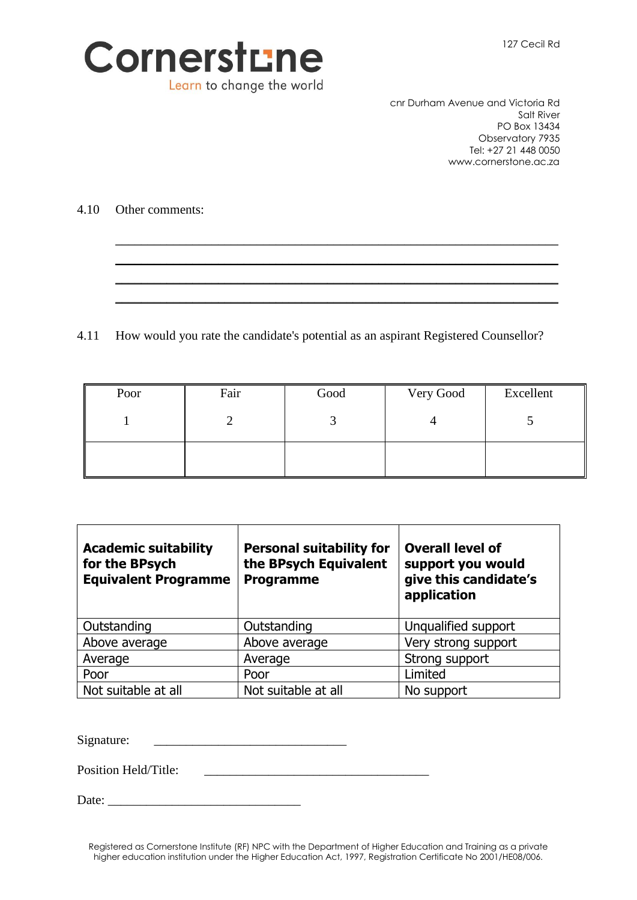Cornerstone

Learn to change the world

127 Cecil Rd

cnr Durham Avenue and Victoria Rd
Salt River
PO Box 13434
Observatory 7935
Tel: +27 21 448 0050
www.cornerstone.ac.za

4.10 Other comments:

___________________________________________________________________________

___________________________________________________________________________

___________________________________________________________________________

___________________________________________________________________________

4.11 How would you rate the candidate's potential as an aspirant Registered Counsellor?

| Poor<br>1 | Fair<br>2 | Good<br>3 | Very Good<br>4 | Excellent<br>5 |
|---|---|---|---|---|
| | | | | |

| **Academic suitability for the BPsych Equivalent Programme** | **Personal suitability for the BPsych Equivalent Programme** | **Overall level of support you would give this candidate's application** |
|---|---|---|
| Outstanding | Outstanding | Unqualified support |
| Above average | Above average | Very strong support |
| Average | Average | Strong support |
| Poor | Poor | Limited |
| Not suitable at all | Not suitable at all | No support |

Signature: ______________________________

Position Held/Title: ___________________________________

Date: ______________________________

Registered as Cornerstone Institute (RF) NPC with the Department of Higher Education and Training as a private higher education institution under the Higher Education Act, 1997, Registration Certificate No 2001/HE08/006.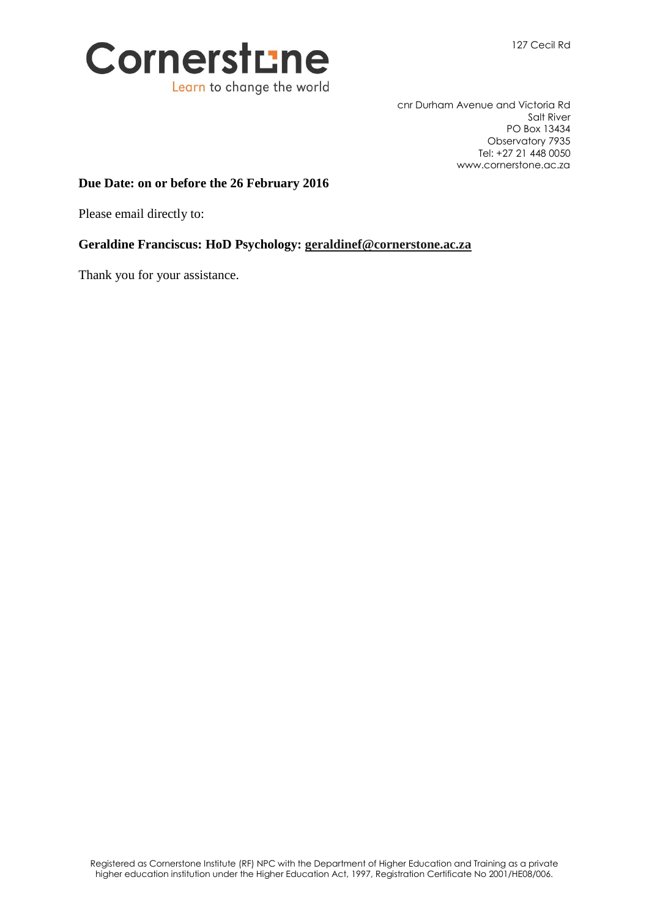**Cornerstone**
Learn to change the world

127 Cecil Rd

cnr Durham Avenue and Victoria Rd
Salt River
PO Box 13434
Observatory 7935
Tel: +27 21 448 0050
www.cornerstone.ac.za

**Due Date: on or before the 26 February 2016**

Please email directly to:

**Geraldine Franciscus: HoD Psychology: geraldinef@cornerstone.ac.za**

Thank you for your assistance.

Registered as Cornerstone Institute (RF) NPC with the Department of Higher Education and Training as a private higher education institution under the Higher Education Act, 1997, Registration Certificate No 2001/HE08/006.